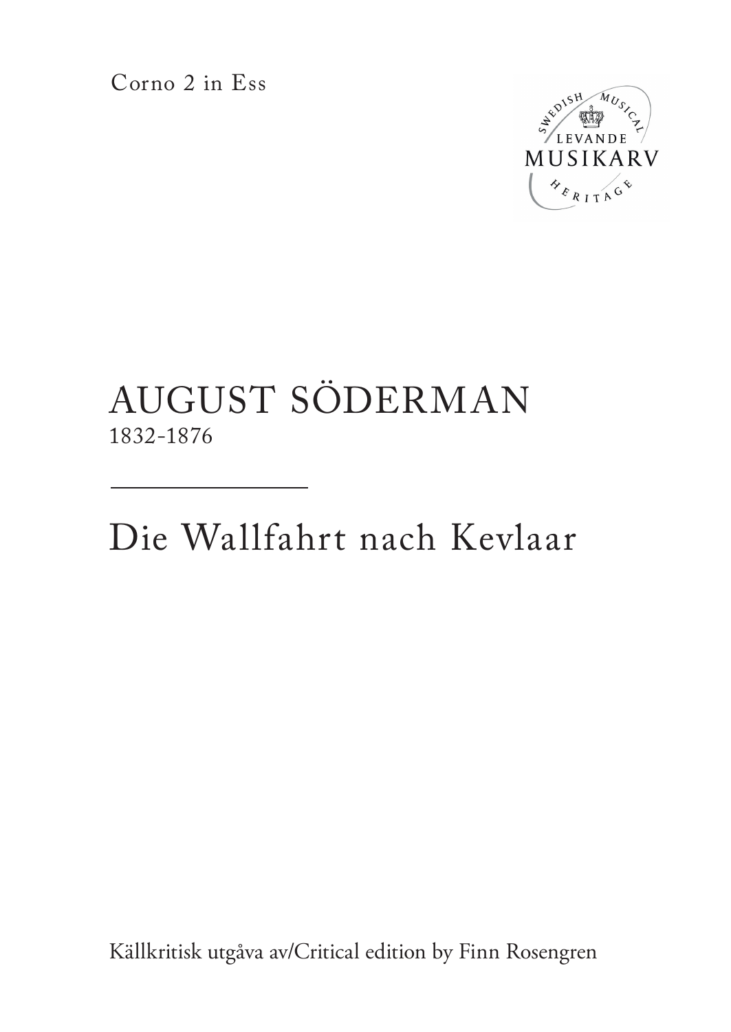Corno 2 in Ess

SWEDISH MUSICAL
LEVANDE
MUSIKARV
HERITAGE

# AUGUST SÖDERMAN

1832-1876

---

# Die Wallfahrt nach Kevlaar

Källkritisk utgåva av/Critical edition by Finn Rosengren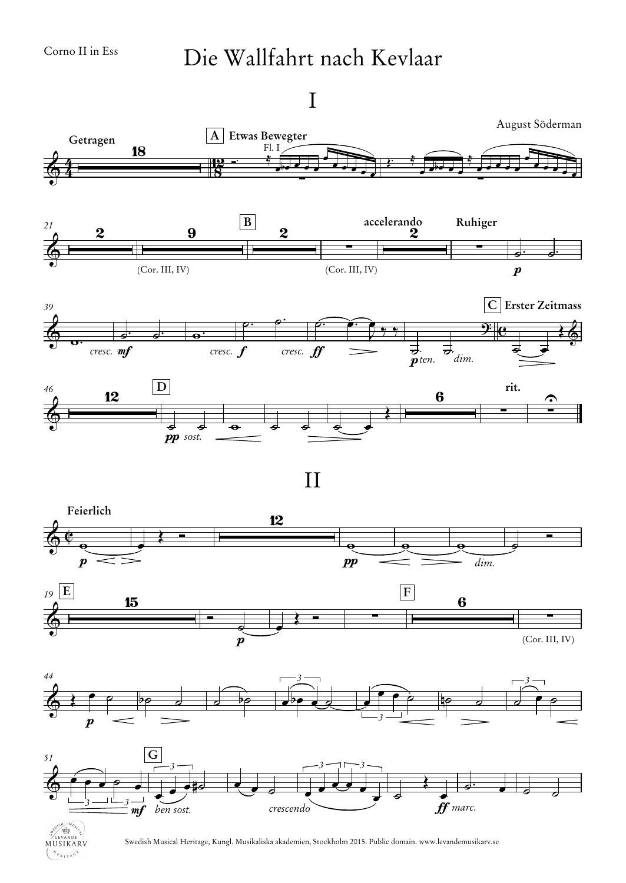Corno II in Ess

# Die Wallfahrt nach Kevlaar

## I

August Söderman

Getragen — A Etwas Bewegter — Fl. I

(Cor. III, IV) — B — (Cor. III, IV) — accelerando — Ruhiger

C Erster Zeitmass

D — rit.

## II

Feierlich

E — F — (Cor. III, IV)

G

Swedish Musical Heritage, Kungl. Musikaliska akademien, Stockholm 2015. Public domain. www.levandemusikarv.se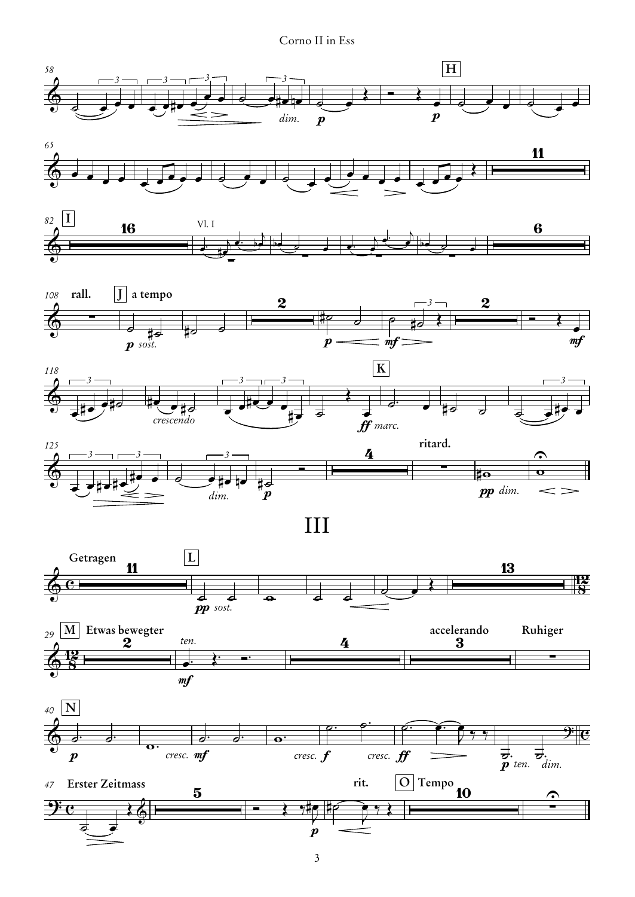# III